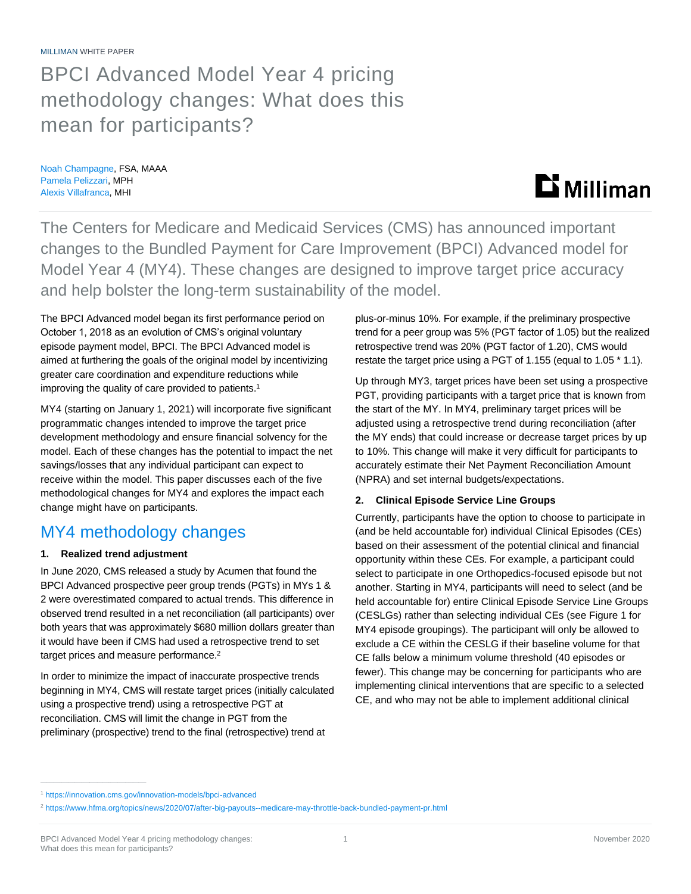MILLIMAN WHITE PAPER

# BPCI Advanced Model Year 4 pricing methodology changes: What does this mean for participants?

Noah Champagne, FSA, MAAA
Pamela Pelizzari, MPH
Alexis Villafranca, MHI

The Centers for Medicare and Medicaid Services (CMS) has announced important changes to the Bundled Payment for Care Improvement (BPCI) Advanced model for Model Year 4 (MY4). These changes are designed to improve target price accuracy and help bolster the long-term sustainability of the model.

The BPCI Advanced model began its first performance period on October 1, 2018 as an evolution of CMS's original voluntary episode payment model, BPCI. The BPCI Advanced model is aimed at furthering the goals of the original model by incentivizing greater care coordination and expenditure reductions while improving the quality of care provided to patients.[1]

MY4 (starting on January 1, 2021) will incorporate five significant programmatic changes intended to improve the target price development methodology and ensure financial solvency for the model. Each of these changes has the potential to impact the net savings/losses that any individual participant can expect to receive within the model. This paper discusses each of the five methodological changes for MY4 and explores the impact each change might have on participants.

## MY4 methodology changes

### 1. Realized trend adjustment

In June 2020, CMS released a study by Acumen that found the BPCI Advanced prospective peer group trends (PGTs) in MYs 1 & 2 were overestimated compared to actual trends. This difference in observed trend resulted in a net reconciliation (all participants) over both years that was approximately $680 million dollars greater than it would have been if CMS had used a retrospective trend to set target prices and measure performance.[2]

In order to minimize the impact of inaccurate prospective trends beginning in MY4, CMS will restate target prices (initially calculated using a prospective trend) using a retrospective PGT at reconciliation. CMS will limit the change in PGT from the preliminary (prospective) trend to the final (retrospective) trend at plus-or-minus 10%. For example, if the preliminary prospective trend for a peer group was 5% (PGT factor of 1.05) but the realized retrospective trend was 20% (PGT factor of 1.20), CMS would restate the target price using a PGT of 1.155 (equal to 1.05 * 1.1).

Up through MY3, target prices have been set using a prospective PGT, providing participants with a target price that is known from the start of the MY. In MY4, preliminary target prices will be adjusted using a retrospective trend during reconciliation (after the MY ends) that could increase or decrease target prices by up to 10%. This change will make it very difficult for participants to accurately estimate their Net Payment Reconciliation Amount (NPRA) and set internal budgets/expectations.

### 2. Clinical Episode Service Line Groups

Currently, participants have the option to choose to participate in (and be held accountable for) individual Clinical Episodes (CEs) based on their assessment of the potential clinical and financial opportunity within these CEs. For example, a participant could select to participate in one Orthopedics-focused episode but not another. Starting in MY4, participants will need to select (and be held accountable for) entire Clinical Episode Service Line Groups (CESLGs) rather than selecting individual CEs (see Figure 1 for MY4 episode groupings). The participant will only be allowed to exclude a CE within the CESLG if their baseline volume for that CE falls below a minimum volume threshold (40 episodes or fewer). This change may be concerning for participants who are implementing clinical interventions that are specific to a selected CE, and who may not be able to implement additional clinical

[1] https://innovation.cms.gov/innovation-models/bpci-advanced

[2] https://www.hfma.org/topics/news/2020/07/after-big-payouts--medicare-may-throttle-back-bundled-payment-pr.html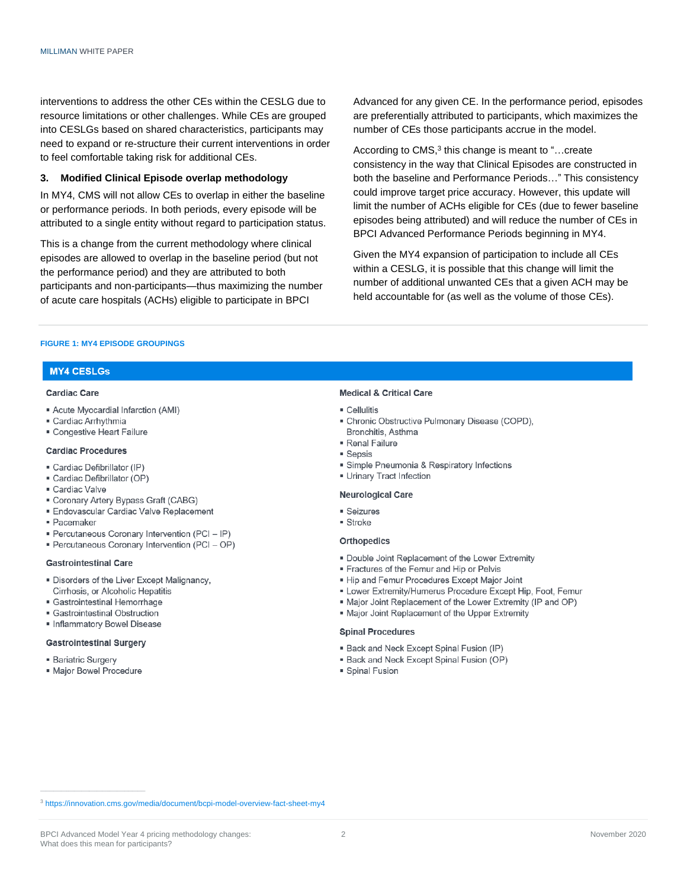interventions to address the other CEs within the CESLG due to resource limitations or other challenges. While CEs are grouped into CESLGs based on shared characteristics, participants may need to expand or re-structure their current interventions in order to feel comfortable taking risk for additional CEs.

### 3. Modified Clinical Episode overlap methodology

In MY4, CMS will not allow CEs to overlap in either the baseline or performance periods. In both periods, every episode will be attributed to a single entity without regard to participation status.

This is a change from the current methodology where clinical episodes are allowed to overlap in the baseline period (but not the performance period) and they are attributed to both participants and non-participants—thus maximizing the number of acute care hospitals (ACHs) eligible to participate in BPCI Advanced for any given CE. In the performance period, episodes are preferentially attributed to participants, which maximizes the number of CEs those participants accrue in the model.

According to CMS,[3] this change is meant to "…create consistency in the way that Clinical Episodes are constructed in both the baseline and Performance Periods…" This consistency could improve target price accuracy. However, this update will limit the number of ACHs eligible for CEs (due to fewer baseline episodes being attributed) and will reduce the number of CEs in BPCI Advanced Performance Periods beginning in MY4.

Given the MY4 expansion of participation to include all CEs within a CESLG, it is possible that this change will limit the number of additional unwanted CEs that a given ACH may be held accountable for (as well as the volume of those CEs).

**FIGURE 1: MY4 EPISODE GROUPINGS**

**MY4 CESLGs**

**Cardiac Care**

- Acute Myocardial Infarction (AMI)
- Cardiac Arrhythmia
- Congestive Heart Failure

**Cardiac Procedures**

- Cardiac Defibrillator (IP)
- Cardiac Defibrillator (OP)
- Cardiac Valve
- Coronary Artery Bypass Graft (CABG)
- Endovascular Cardiac Valve Replacement
- Pacemaker
- Percutaneous Coronary Intervention (PCI – IP)
- Percutaneous Coronary Intervention (PCI – OP)

**Gastrointestinal Care**

- Disorders of the Liver Except Malignancy, Cirrhosis, or Alcoholic Hepatitis
- Gastrointestinal Hemorrhage
- Gastrointestinal Obstruction
- Inflammatory Bowel Disease

**Gastrointestinal Surgery**

- Bariatric Surgery
- Major Bowel Procedure

**Medical & Critical Care**

- Cellulitis
- Chronic Obstructive Pulmonary Disease (COPD), Bronchitis, Asthma
- Renal Failure
- Sepsis
- Simple Pneumonia & Respiratory Infections
- Urinary Tract Infection

**Neurological Care**

- Seizures
- Stroke

**Orthopedics**

- Double Joint Replacement of the Lower Extremity
- Fractures of the Femur and Hip or Pelvis
- Hip and Femur Procedures Except Major Joint
- Lower Extremity/Humerus Procedure Except Hip, Foot, Femur
- Major Joint Replacement of the Lower Extremity (IP and OP)
- Major Joint Replacement of the Upper Extremity

**Spinal Procedures**

- Back and Neck Except Spinal Fusion (IP)
- Back and Neck Except Spinal Fusion (OP)
- Spinal Fusion

[3] https://innovation.cms.gov/media/document/bcpi-model-overview-fact-sheet-my4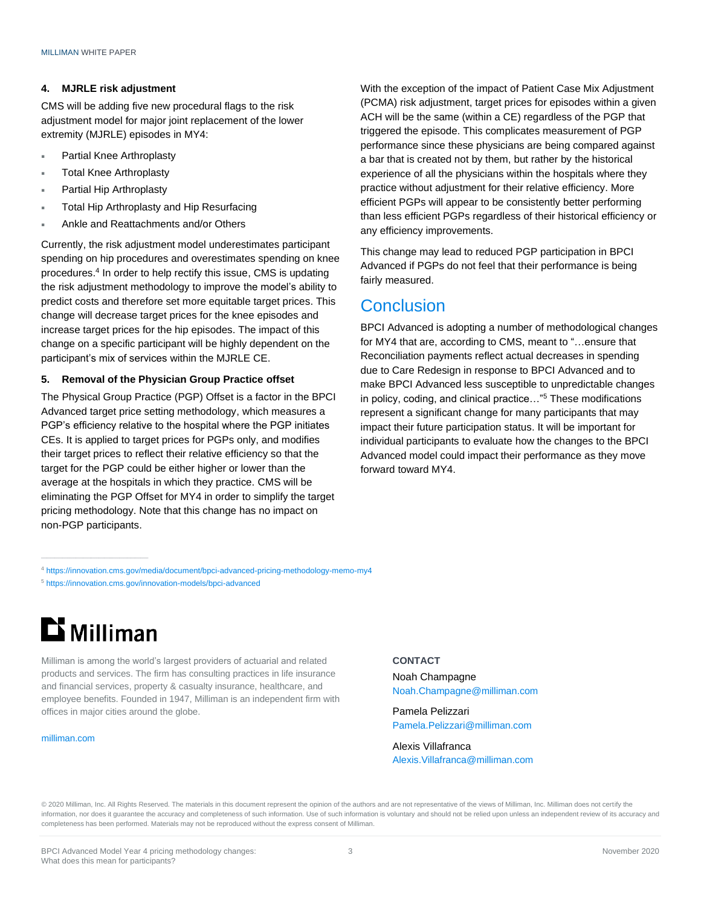### 4. MJRLE risk adjustment

CMS will be adding five new procedural flags to the risk adjustment model for major joint replacement of the lower extremity (MJRLE) episodes in MY4:

- Partial Knee Arthroplasty
- Total Knee Arthroplasty
- Partial Hip Arthroplasty
- Total Hip Arthroplasty and Hip Resurfacing
- Ankle and Reattachments and/or Others

Currently, the risk adjustment model underestimates participant spending on hip procedures and overestimates spending on knee procedures.[4] In order to help rectify this issue, CMS is updating the risk adjustment methodology to improve the model's ability to predict costs and therefore set more equitable target prices. This change will decrease target prices for the knee episodes and increase target prices for the hip episodes. The impact of this change on a specific participant will be highly dependent on the participant's mix of services within the MJRLE CE.

### 5. Removal of the Physician Group Practice offset

The Physical Group Practice (PGP) Offset is a factor in the BPCI Advanced target price setting methodology, which measures a PGP's efficiency relative to the hospital where the PGP initiates CEs. It is applied to target prices for PGPs only, and modifies their target prices to reflect their relative efficiency so that the target for the PGP could be either higher or lower than the average at the hospitals in which they practice. CMS will be eliminating the PGP Offset for MY4 in order to simplify the target pricing methodology. Note that this change has no impact on non-PGP participants.

With the exception of the impact of Patient Case Mix Adjustment (PCMA) risk adjustment, target prices for episodes within a given ACH will be the same (within a CE) regardless of the PGP that triggered the episode. This complicates measurement of PGP performance since these physicians are being compared against a bar that is created not by them, but rather by the historical experience of all the physicians within the hospitals where they practice without adjustment for their relative efficiency. More efficient PGPs will appear to be consistently better performing than less efficient PGPs regardless of their historical efficiency or any efficiency improvements.

This change may lead to reduced PGP participation in BPCI Advanced if PGPs do not feel that their performance is being fairly measured.

## Conclusion

BPCI Advanced is adopting a number of methodological changes for MY4 that are, according to CMS, meant to "…ensure that Reconciliation payments reflect actual decreases in spending due to Care Redesign in response to BPCI Advanced and to make BPCI Advanced less susceptible to unpredictable changes in policy, coding, and clinical practice…"[5] These modifications represent a significant change for many participants that may impact their future participation status. It will be important for individual participants to evaluate how the changes to the BPCI Advanced model could impact their performance as they move forward toward MY4.

---

[4] https://innovation.cms.gov/media/document/bpci-advanced-pricing-methodology-memo-my4

[5] https://innovation.cms.gov/innovation-models/bpci-advanced

Milliman

Milliman is among the world's largest providers of actuarial and related products and services. The firm has consulting practices in life insurance and financial services, property & casualty insurance, healthcare, and employee benefits. Founded in 1947, Milliman is an independent firm with offices in major cities around the globe.

milliman.com

**CONTACT**

Noah Champagne
Noah.Champagne@milliman.com

Pamela Pelizzari
Pamela.Pelizzari@milliman.com

Alexis Villafranca
Alexis.Villafranca@milliman.com

© 2020 Milliman, Inc. All Rights Reserved. The materials in this document represent the opinion of the authors and are not representative of the views of Milliman, Inc. Milliman does not certify the information, nor does it guarantee the accuracy and completeness of such information. Use of such information is voluntary and should not be relied upon unless an independent review of its accuracy and completeness has been performed. Materials may not be reproduced without the express consent of Milliman.